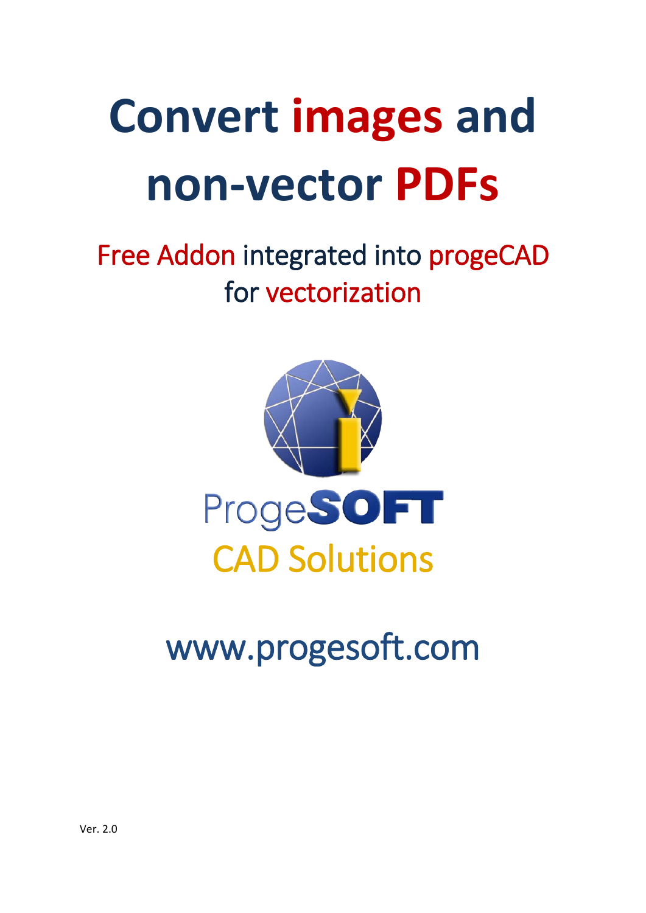# Convert images and non-vector PDFs

## Free Addon integrated into progeCAD for vectorization

ProgeSOFT

CAD Solutions

www.progesoft.com

Ver. 2.0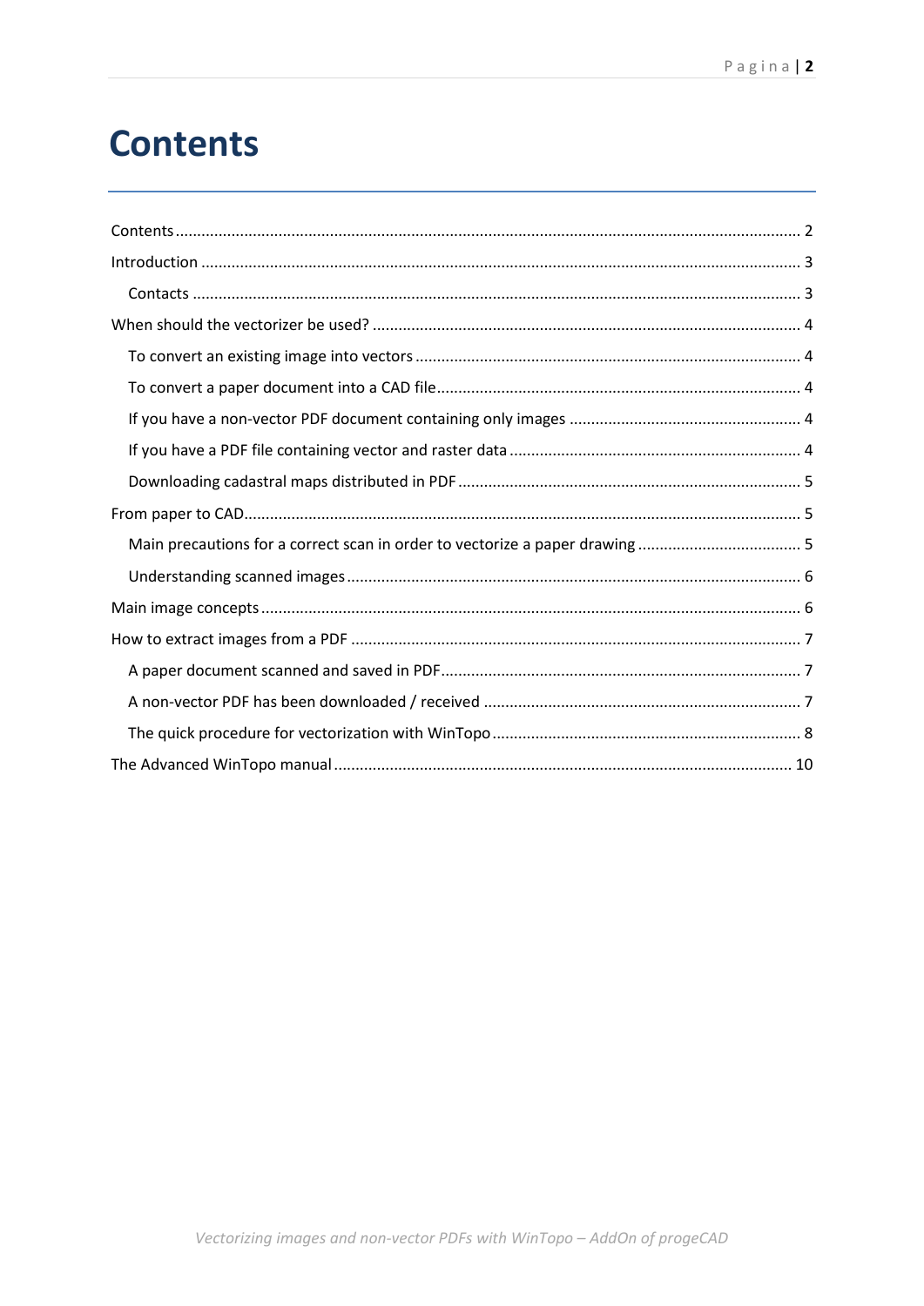# Contents

- Contents ... 2
- Introduction ... 3
  - Contacts ... 3
- When should the vectorizer be used? ... 4
  - To convert an existing image into vectors ... 4
  - To convert a paper document into a CAD file ... 4
  - If you have a non-vector PDF document containing only images ... 4
  - If you have a PDF file containing vector and raster data ... 4
  - Downloading cadastral maps distributed in PDF ... 5
- From paper to CAD ... 5
  - Main precautions for a correct scan in order to vectorize a paper drawing ... 5
  - Understanding scanned images ... 6
- Main image concepts ... 6
- How to extract images from a PDF ... 7
  - A paper document scanned and saved in PDF ... 7
  - A non-vector PDF has been downloaded / received ... 7
  - The quick procedure for vectorization with WinTopo ... 8
- The Advanced WinTopo manual ... 10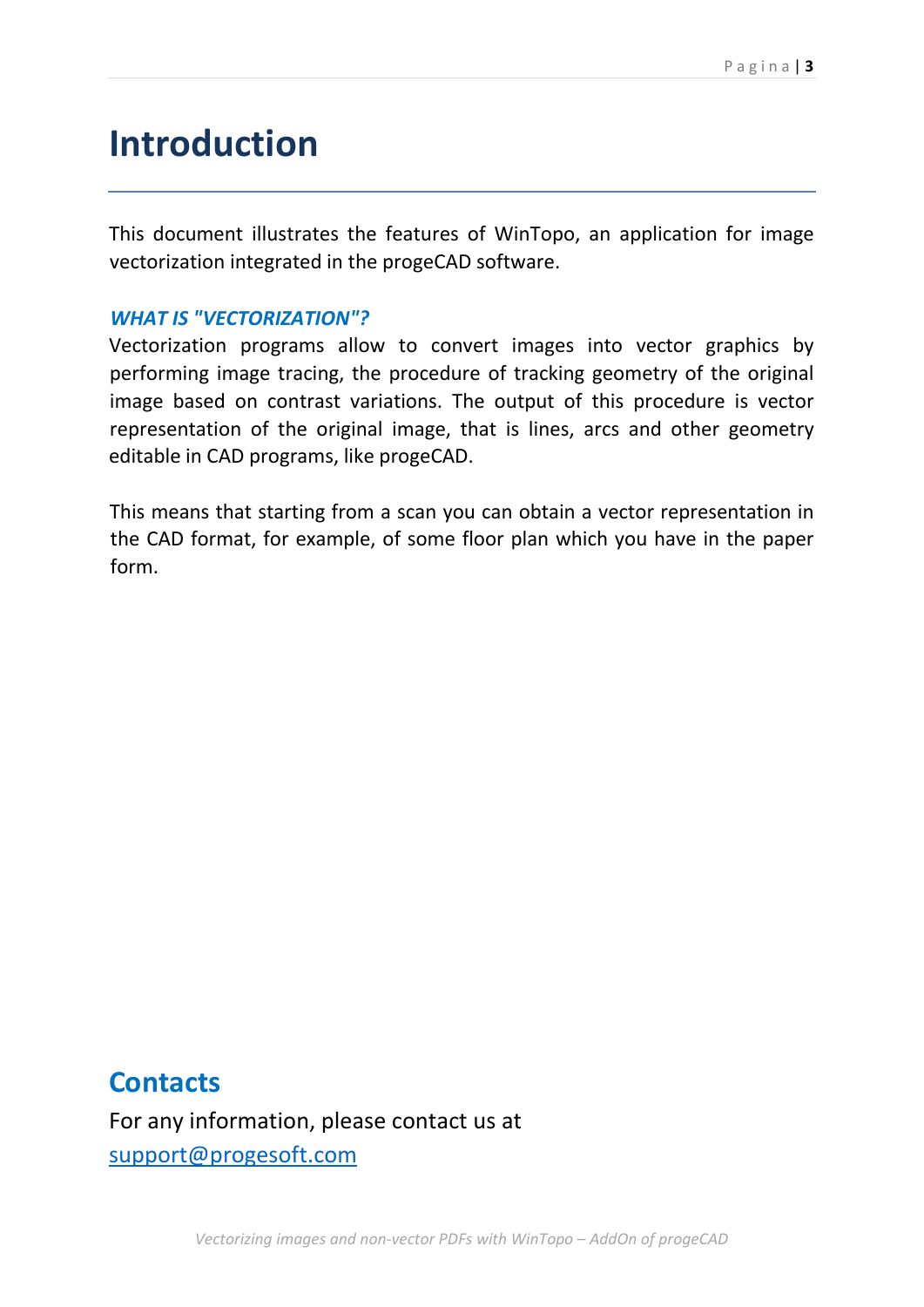# Introduction

This document illustrates the features of WinTopo, an application for image vectorization integrated in the progeCAD software.

***WHAT IS "VECTORIZATION"?***

Vectorization programs allow to convert images into vector graphics by performing image tracing, the procedure of tracking geometry of the original image based on contrast variations. The output of this procedure is vector representation of the original image, that is lines, arcs and other geometry editable in CAD programs, like progeCAD.

This means that starting from a scan you can obtain a vector representation in the CAD format, for example, of some floor plan which you have in the paper form.

## Contacts

For any information, please contact us at
support@progesoft.com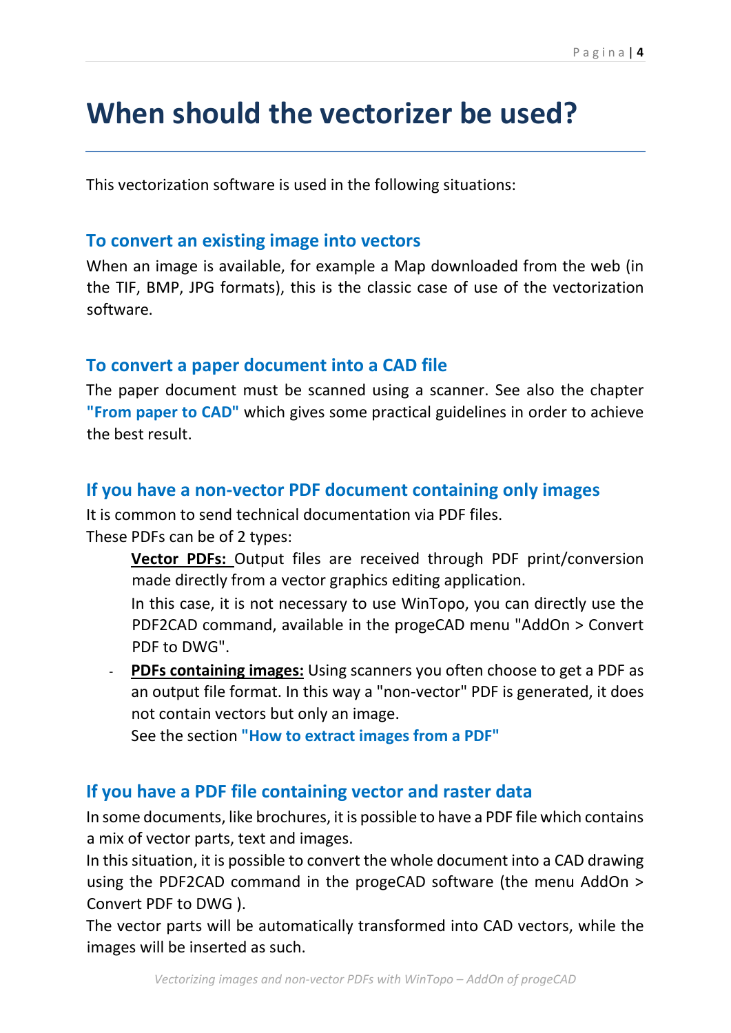# When should the vectorizer be used?

This vectorization software is used in the following situations:

## To convert an existing image into vectors

When an image is available, for example a Map downloaded from the web (in the TIF, BMP, JPG formats), this is the classic case of use of the vectorization software.

## To convert a paper document into a CAD file

The paper document must be scanned using a scanner. See also the chapter **"From paper to CAD"** which gives some practical guidelines in order to achieve the best result.

## If you have a non-vector PDF document containing only images

It is common to send technical documentation via PDF files.
These PDFs can be of 2 types:

- **Vector PDFs:** Output files are received through PDF print/conversion made directly from a vector graphics editing application.
  In this case, it is not necessary to use WinTopo, you can directly use the PDF2CAD command, available in the progeCAD menu "AddOn > Convert PDF to DWG".
- **PDFs containing images:** Using scanners you often choose to get a PDF as an output file format. In this way a "non-vector" PDF is generated, it does not contain vectors but only an image.
  See the section **"How to extract images from a PDF"**

## If you have a PDF file containing vector and raster data

In some documents, like brochures, it is possible to have a PDF file which contains a mix of vector parts, text and images.
In this situation, it is possible to convert the whole document into a CAD drawing using the PDF2CAD command in the progeCAD software (the menu AddOn > Convert PDF to DWG ).
The vector parts will be automatically transformed into CAD vectors, while the images will be inserted as such.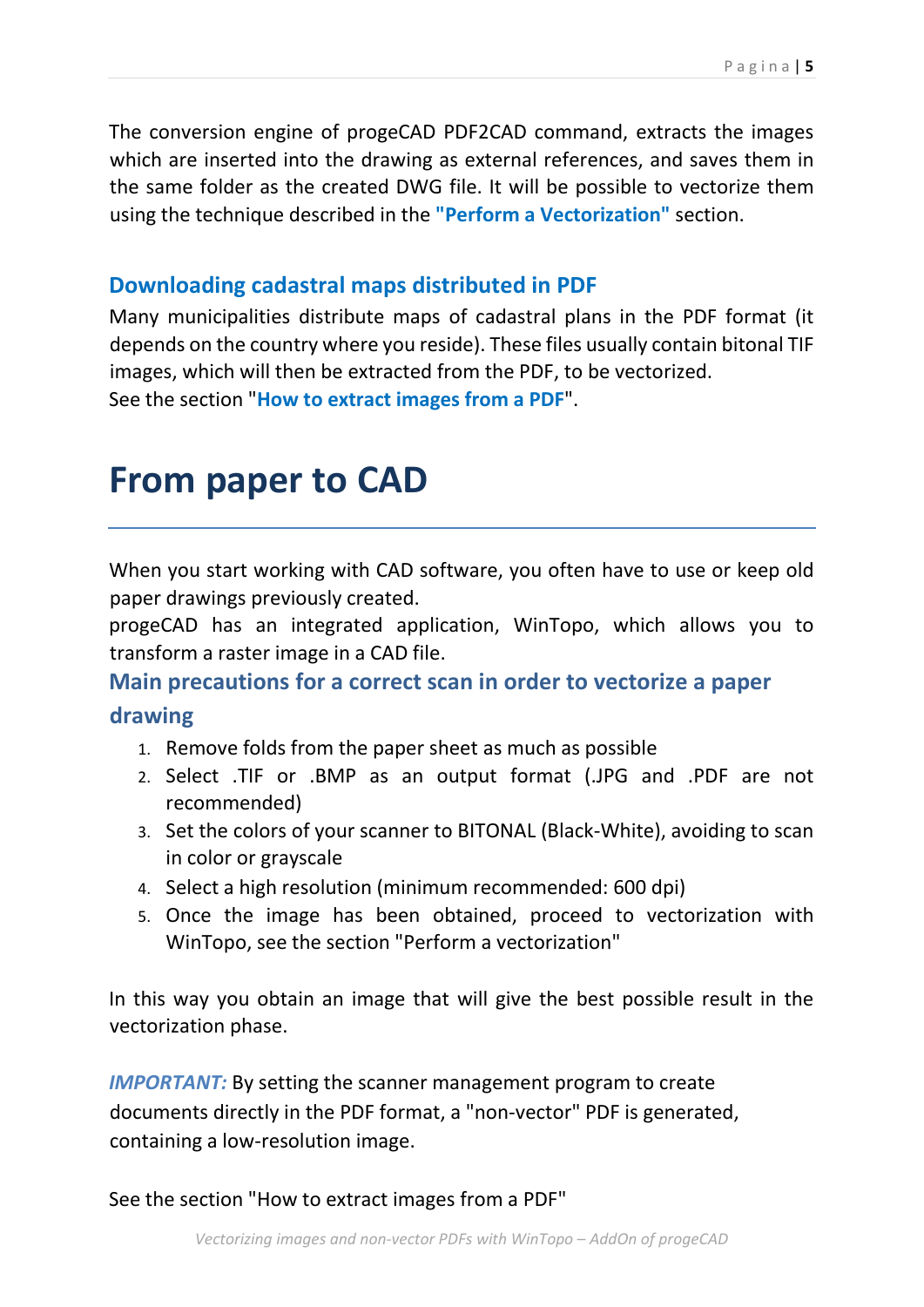The conversion engine of progeCAD PDF2CAD command, extracts the images which are inserted into the drawing as external references, and saves them in the same folder as the created DWG file. It will be possible to vectorize them using the technique described in the **"Perform a Vectorization"** section.

### Downloading cadastral maps distributed in PDF

Many municipalities distribute maps of cadastral plans in the PDF format (it depends on the country where you reside). These files usually contain bitonal TIF images, which will then be extracted from the PDF, to be vectorized.
See the section "**How to extract images from a PDF**".

# From paper to CAD

When you start working with CAD software, you often have to use or keep old paper drawings previously created.
progeCAD has an integrated application, WinTopo, which allows you to transform a raster image in a CAD file.

### Main precautions for a correct scan in order to vectorize a paper drawing

1. Remove folds from the paper sheet as much as possible
2. Select .TIF or .BMP as an output format (.JPG and .PDF are not recommended)
3. Set the colors of your scanner to BITONAL (Black-White), avoiding to scan in color or grayscale
4. Select a high resolution (minimum recommended: 600 dpi)
5. Once the image has been obtained, proceed to vectorization with WinTopo, see the section "Perform a vectorization"

In this way you obtain an image that will give the best possible result in the vectorization phase.

***IMPORTANT:*** By setting the scanner management program to create documents directly in the PDF format, a "non-vector" PDF is generated, containing a low-resolution image.

See the section "How to extract images from a PDF"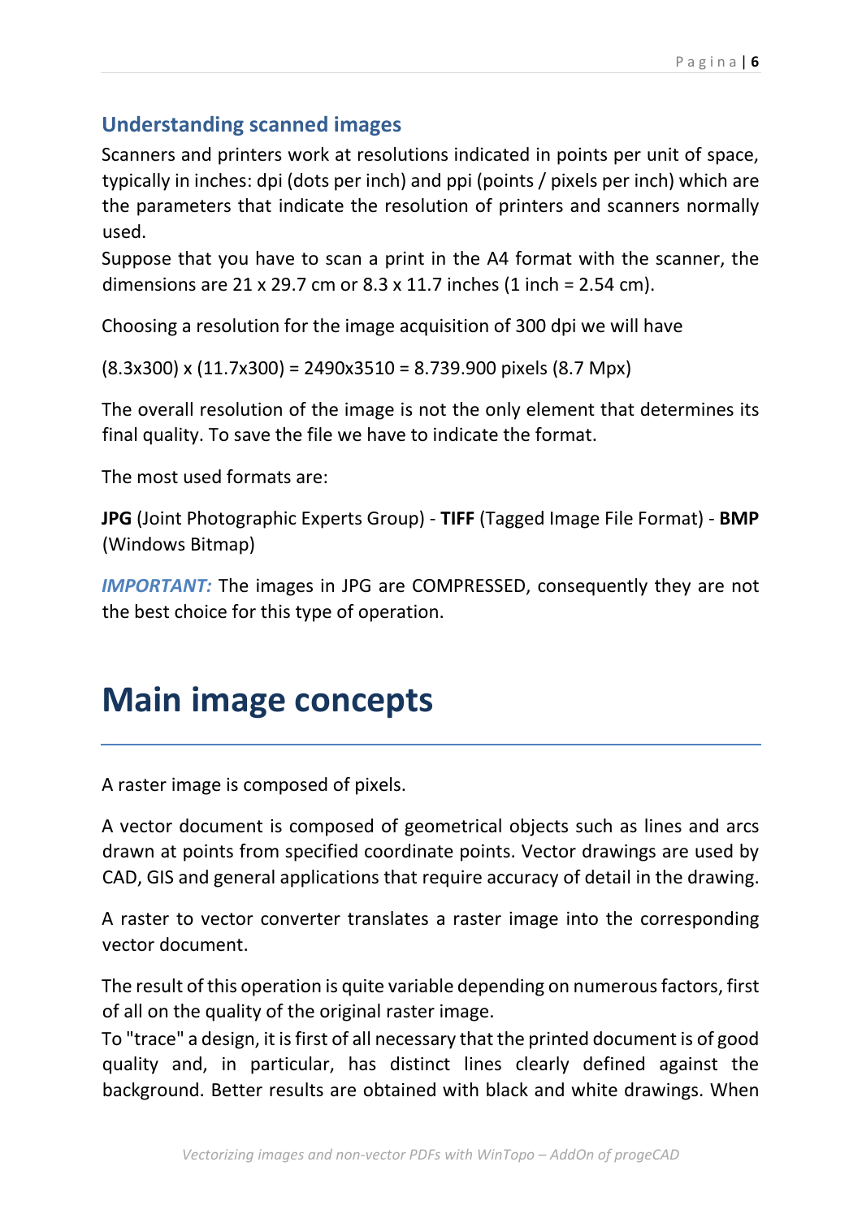## Understanding scanned images

Scanners and printers work at resolutions indicated in points per unit of space, typically in inches: dpi (dots per inch) and ppi (points / pixels per inch) which are the parameters that indicate the resolution of printers and scanners normally used.

Suppose that you have to scan a print in the A4 format with the scanner, the dimensions are 21 x 29.7 cm or 8.3 x 11.7 inches (1 inch = 2.54 cm).

Choosing a resolution for the image acquisition of 300 dpi we will have

(8.3x300) x (11.7x300) = 2490x3510 = 8.739.900 pixels (8.7 Mpx)

The overall resolution of the image is not the only element that determines its final quality. To save the file we have to indicate the format.

The most used formats are:

**JPG** (Joint Photographic Experts Group) - **TIFF** (Tagged Image File Format) - **BMP** (Windows Bitmap)

***IMPORTANT:*** The images in JPG are COMPRESSED, consequently they are not the best choice for this type of operation.

# Main image concepts

A raster image is composed of pixels.

A vector document is composed of geometrical objects such as lines and arcs drawn at points from specified coordinate points. Vector drawings are used by CAD, GIS and general applications that require accuracy of detail in the drawing.

A raster to vector converter translates a raster image into the corresponding vector document.

The result of this operation is quite variable depending on numerous factors, first of all on the quality of the original raster image.

To "trace" a design, it is first of all necessary that the printed document is of good quality and, in particular, has distinct lines clearly defined against the background. Better results are obtained with black and white drawings. When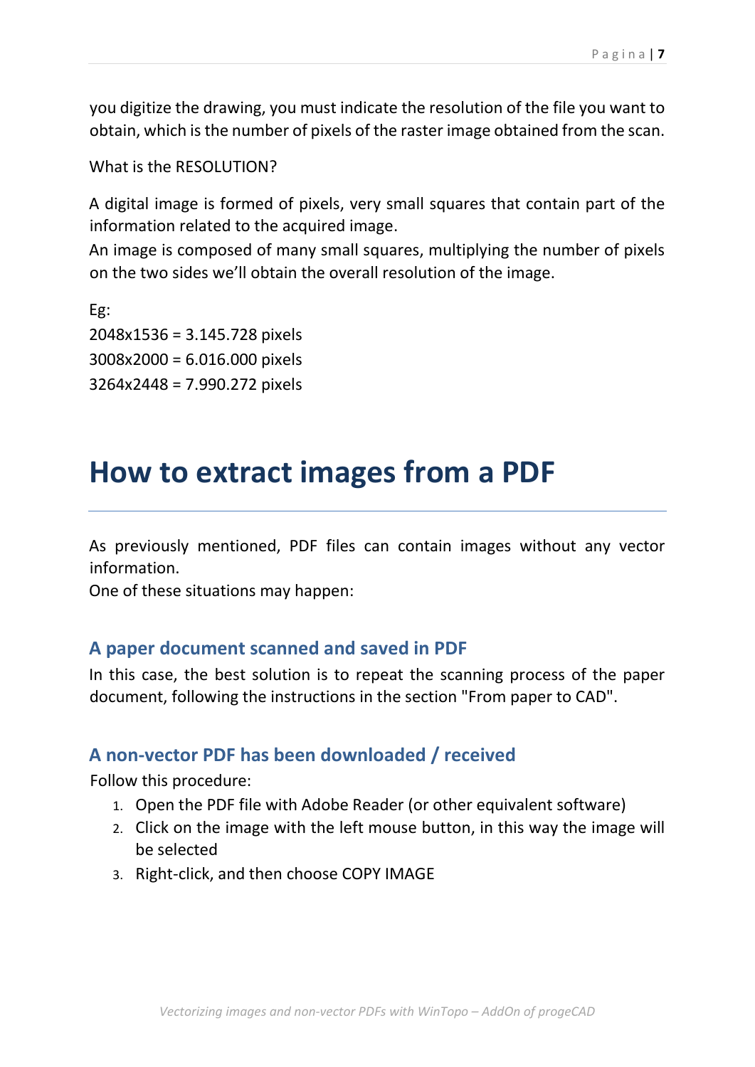you digitize the drawing, you must indicate the resolution of the file you want to obtain, which is the number of pixels of the raster image obtained from the scan.

What is the RESOLUTION?

A digital image is formed of pixels, very small squares that contain part of the information related to the acquired image.
An image is composed of many small squares, multiplying the number of pixels on the two sides we'll obtain the overall resolution of the image.

Eg:
2048x1536 = 3.145.728 pixels
3008x2000 = 6.016.000 pixels
3264x2448 = 7.990.272 pixels

# How to extract images from a PDF

As previously mentioned, PDF files can contain images without any vector information.
One of these situations may happen:

### A paper document scanned and saved in PDF

In this case, the best solution is to repeat the scanning process of the paper document, following the instructions in the section "From paper to CAD".

### A non-vector PDF has been downloaded / received

Follow this procedure:

1. Open the PDF file with Adobe Reader (or other equivalent software)
2. Click on the image with the left mouse button, in this way the image will be selected
3. Right-click, and then choose COPY IMAGE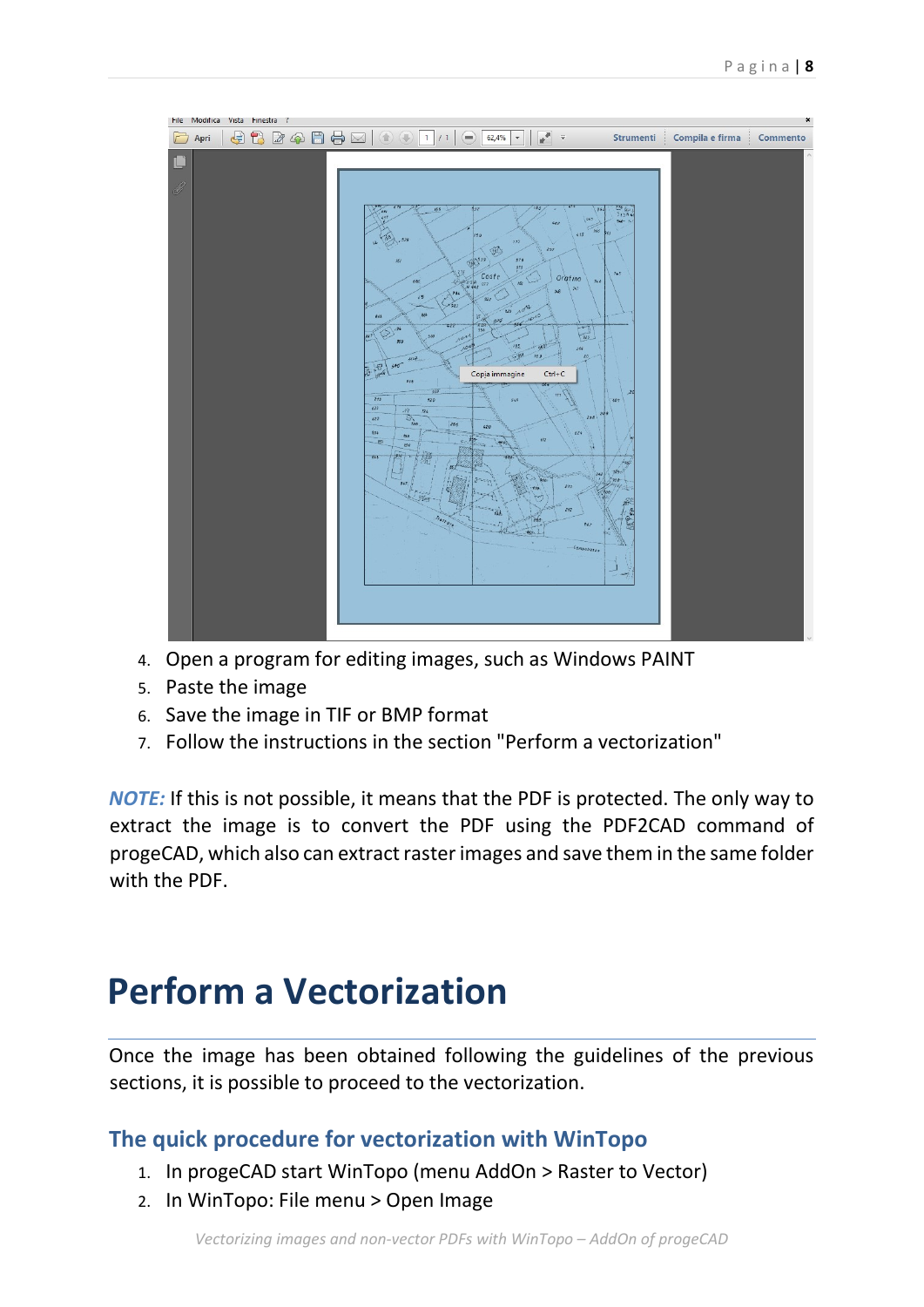4. Open a program for editing images, such as Windows PAINT
5. Paste the image
6. Save the image in TIF or BMP format
7. Follow the instructions in the section "Perform a vectorization"

***NOTE:*** If this is not possible, it means that the PDF is protected. The only way to extract the image is to convert the PDF using the PDF2CAD command of progeCAD, which also can extract raster images and save them in the same folder with the PDF.

# Perform a Vectorization

Once the image has been obtained following the guidelines of the previous sections, it is possible to proceed to the vectorization.

## The quick procedure for vectorization with WinTopo

1. In progeCAD start WinTopo (menu AddOn > Raster to Vector)
2. In WinTopo: File menu > Open Image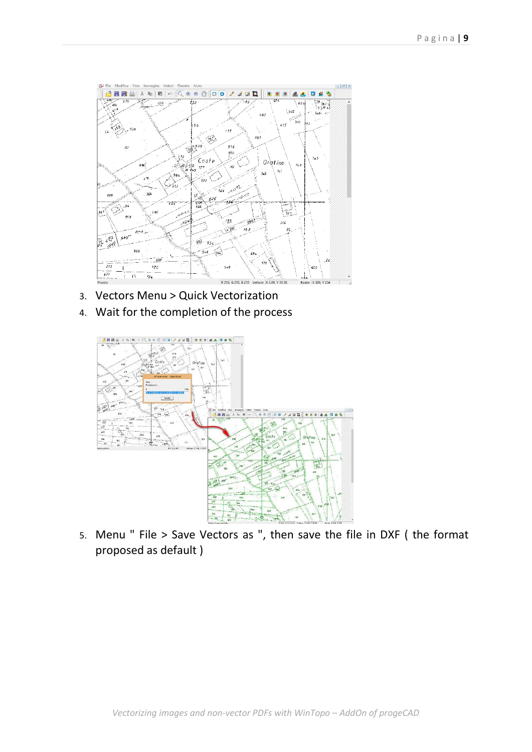3. Vectors Menu > Quick Vectorization
4. Wait for the completion of the process

5. Menu " File > Save Vectors as ", then save the file in DXF ( the format proposed as default )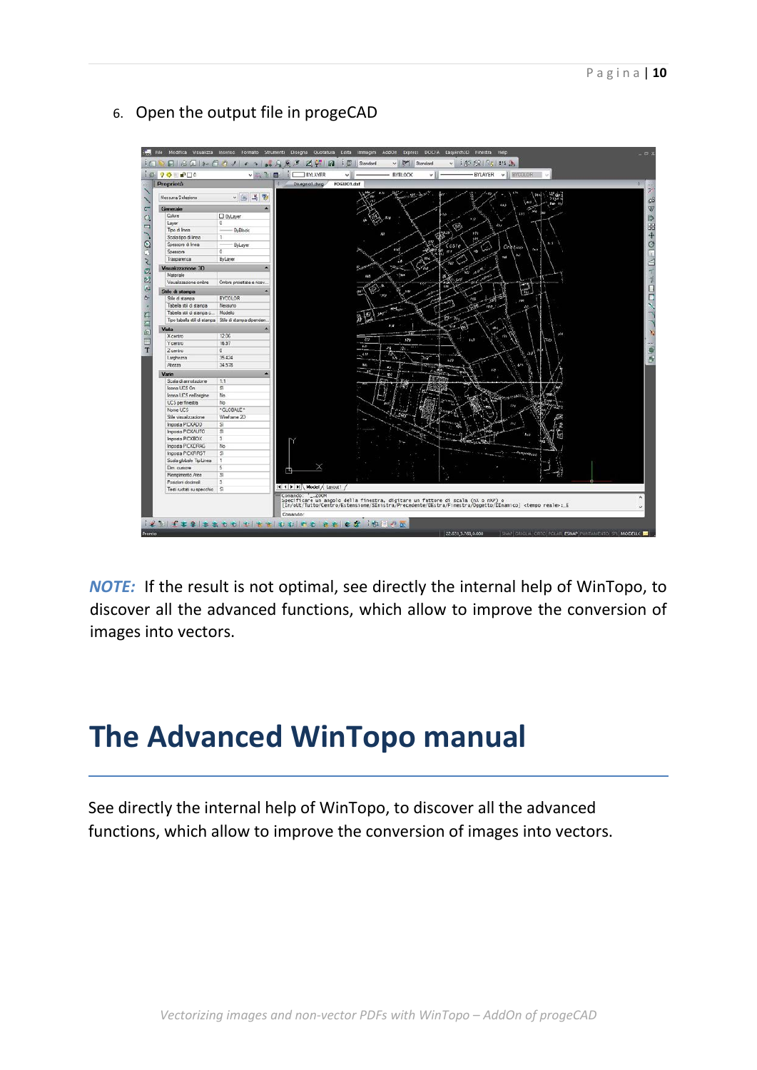6. Open the output file in progeCAD

*NOTE:* If the result is not optimal, see directly the internal help of WinTopo, to discover all the advanced functions, which allow to improve the conversion of images into vectors.

# The Advanced WinTopo manual

See directly the internal help of WinTopo, to discover all the advanced functions, which allow to improve the conversion of images into vectors.